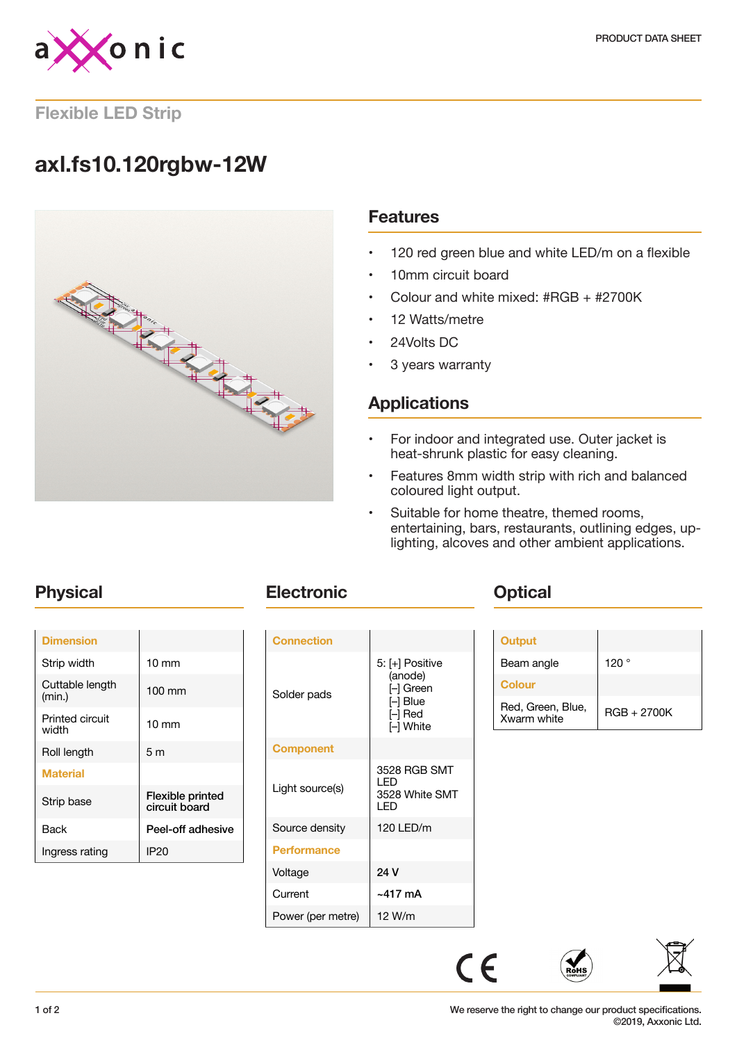PRODUCT DATA SHEET

Flexible LED Strip

# axl.fs10.120rgbw-12W

## Features

- 120 red green blue and white LED/m on a flexible
- 10mm circuit board
- Colour and white mixed: #RGB + #2700K
- 12 Watts/metre
- 24Volts DC
- 3 years warranty

## Applications

- For indoor and integrated use. Outer jacket is heat-shrunk plastic for easy cleaning.
- Features 8mm width strip with rich and balanced coloured light output.
- Suitable for home theatre, themed rooms, entertaining, bars, restaurants, outlining edges, up-lighting, alcoves and other ambient applications.

## Physical

| Dimension | |
|---|---|
| Strip width | 10 mm |
| Cuttable length (min.) | 100 mm |
| Printed circuit width | 10 mm |
| Roll length | 5 m |
| **Material** | |
| Strip base | Flexible printed circuit board |
| Back | Peel-off adhesive |
| Ingress rating | IP20 |

## Electronic

| Connection | |
|---|---|
| Solder pads | 5: [+] Positive (anode) [-] Green [-] Blue [-] Red [-] White |
| **Component** | |
| Light source(s) | 3528 RGB SMT LED 3528 White SMT LED |
| Source density | 120 LED/m |
| **Performance** | |
| Voltage | 24 V |
| Current | ~417 mA |
| Power (per metre) | 12 W/m |

## Optical

| Output | |
|---|---|
| Beam angle | 120 ° |
| **Colour** | |
| Red, Green, Blue, Xwarm white | RGB + 2700K |

We reserve the right to change our product specifications.
©2019, Axxonic Ltd.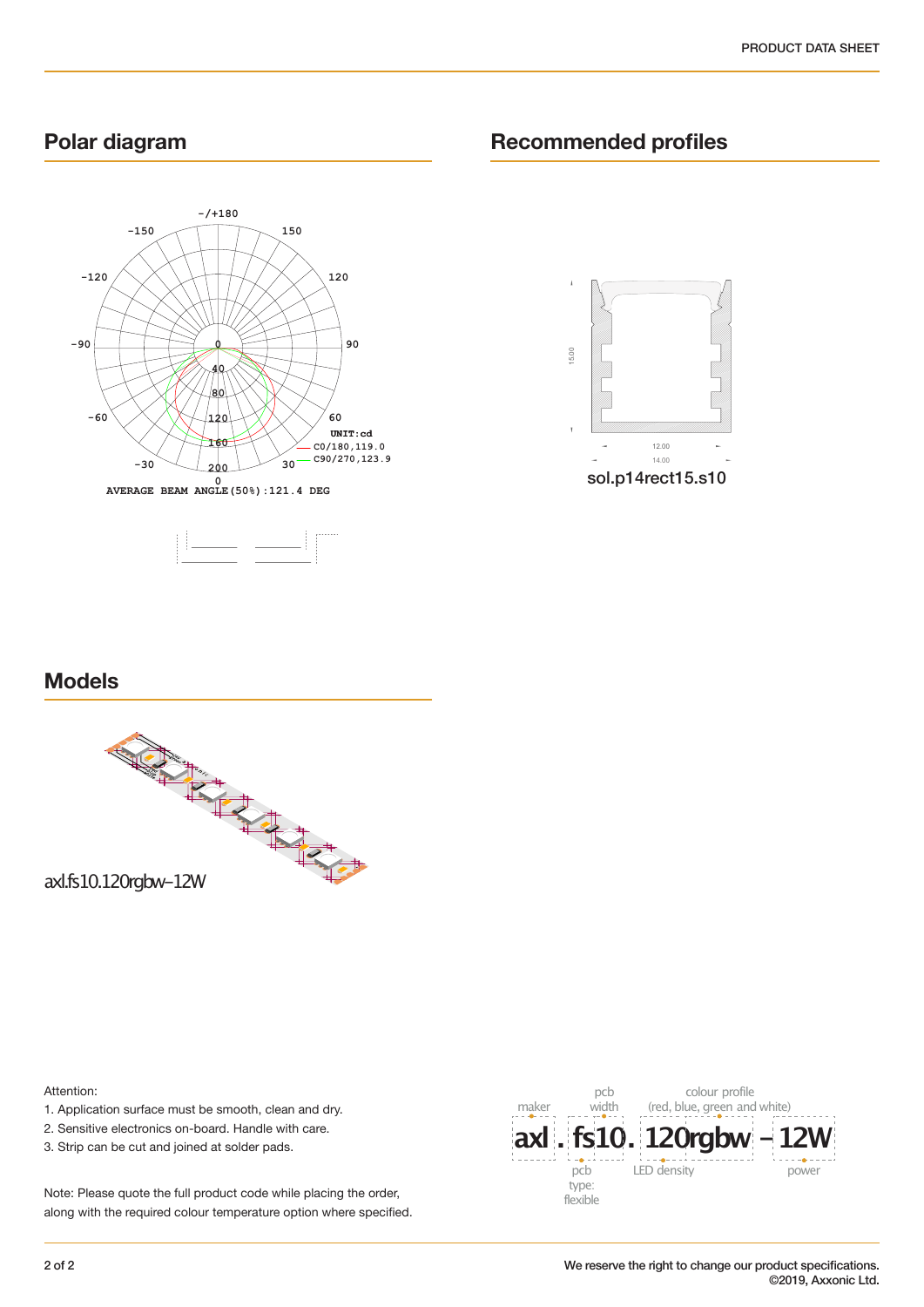## Polar diagram

-/+180
-150
150
-120
120
-90
90
-60
60
-30
30
0
0
40
80
120
160
200

UNIT:cd
C0/180,119.0
C90/270,123.9

AVERAGE BEAM ANGLE(50%):121.4 DEG

## Recommended profiles

15.00
12.00
14.00

sol.p14rect15.s10

## Models

axl.fs10.120rgbw–12W

Attention:

1. Application surface must be smooth, clean and dry.
2. Sensitive electronics on-board. Handle with care.
3. Strip can be cut and joined at solder pads.

Note: Please quote the full product code while placing the order, along with the required colour temperature option where specified.

maker
pcb width
colour profile (red, blue, green and white)

axl . fs10. 120rgbw – 12W

pcb type: flexible
LED density
power

We reserve the right to change our product specifications.
©2019, Axxonic Ltd.